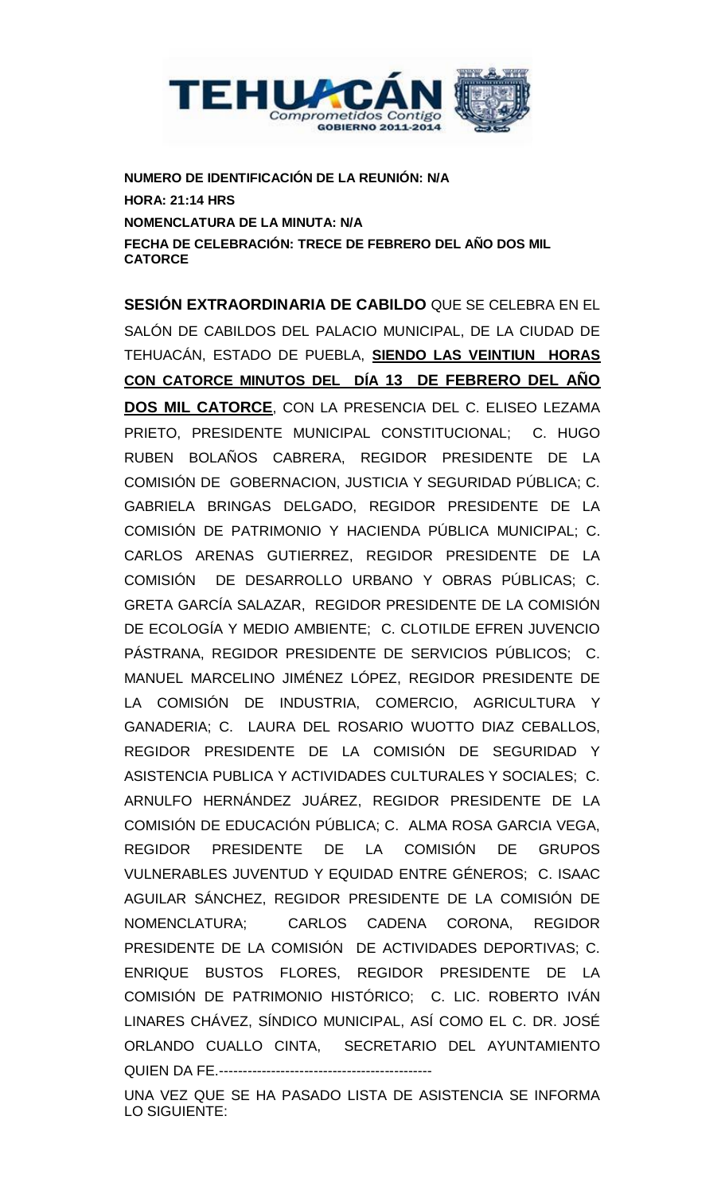**NUMERO DE IDENTIFICACIÓN DE LA REUNIÓN: N/A**
**HORA: 21:14 HRS**
**NOMENCLATURA DE LA MINUTA: N/A**
**FECHA DE CELEBRACIÓN: TRECE DE FEBRERO DEL AÑO DOS MIL CATORCE**

**SESIÓN EXTRAORDINARIA DE CABILDO** QUE SE CELEBRA EN EL SALÓN DE CABILDOS DEL PALACIO MUNICIPAL, DE LA CIUDAD DE TEHUACÁN, ESTADO DE PUEBLA, **SIENDO LAS VEINTIUN HORAS CON CATORCE MINUTOS DEL DÍA 13 DE FEBRERO DEL AÑO DOS MIL CATORCE**, CON LA PRESENCIA DEL C. ELISEO LEZAMA PRIETO, PRESIDENTE MUNICIPAL CONSTITUCIONAL; C. HUGO RUBEN BOLAÑOS CABRERA, REGIDOR PRESIDENTE DE LA COMISIÓN DE GOBERNACION, JUSTICIA Y SEGURIDAD PÚBLICA; C. GABRIELA BRINGAS DELGADO, REGIDOR PRESIDENTE DE LA COMISIÓN DE PATRIMONIO Y HACIENDA PÚBLICA MUNICIPAL; C. CARLOS ARENAS GUTIERREZ, REGIDOR PRESIDENTE DE LA COMISIÓN DE DESARROLLO URBANO Y OBRAS PÚBLICAS; C. GRETA GARCÍA SALAZAR, REGIDOR PRESIDENTE DE LA COMISIÓN DE ECOLOGÍA Y MEDIO AMBIENTE; C. CLOTILDE EFREN JUVENCIO PÁSTRANA, REGIDOR PRESIDENTE DE SERVICIOS PÚBLICOS; C. MANUEL MARCELINO JIMÉNEZ LÓPEZ, REGIDOR PRESIDENTE DE LA COMISIÓN DE INDUSTRIA, COMERCIO, AGRICULTURA Y GANADERIA; C. LAURA DEL ROSARIO WUOTTO DIAZ CEBALLOS, REGIDOR PRESIDENTE DE LA COMISIÓN DE SEGURIDAD Y ASISTENCIA PUBLICA Y ACTIVIDADES CULTURALES Y SOCIALES; C. ARNULFO HERNÁNDEZ JUÁREZ, REGIDOR PRESIDENTE DE LA COMISIÓN DE EDUCACIÓN PÚBLICA; C. ALMA ROSA GARCIA VEGA, REGIDOR PRESIDENTE DE LA COMISIÓN DE GRUPOS VULNERABLES JUVENTUD Y EQUIDAD ENTRE GÉNEROS; C. ISAAC AGUILAR SÁNCHEZ, REGIDOR PRESIDENTE DE LA COMISIÓN DE NOMENCLATURA; CARLOS CADENA CORONA, REGIDOR PRESIDENTE DE LA COMISIÓN DE ACTIVIDADES DEPORTIVAS; C. ENRIQUE BUSTOS FLORES, REGIDOR PRESIDENTE DE LA COMISIÓN DE PATRIMONIO HISTÓRICO; C. LIC. ROBERTO IVÁN LINARES CHÁVEZ, SÍNDICO MUNICIPAL, ASÍ COMO EL C. DR. JOSÉ ORLANDO CUALLO CINTA, SECRETARIO DEL AYUNTAMIENTO QUIEN DA FE.---------------------------------------------

UNA VEZ QUE SE HA PASADO LISTA DE ASISTENCIA SE INFORMA LO SIGUIENTE: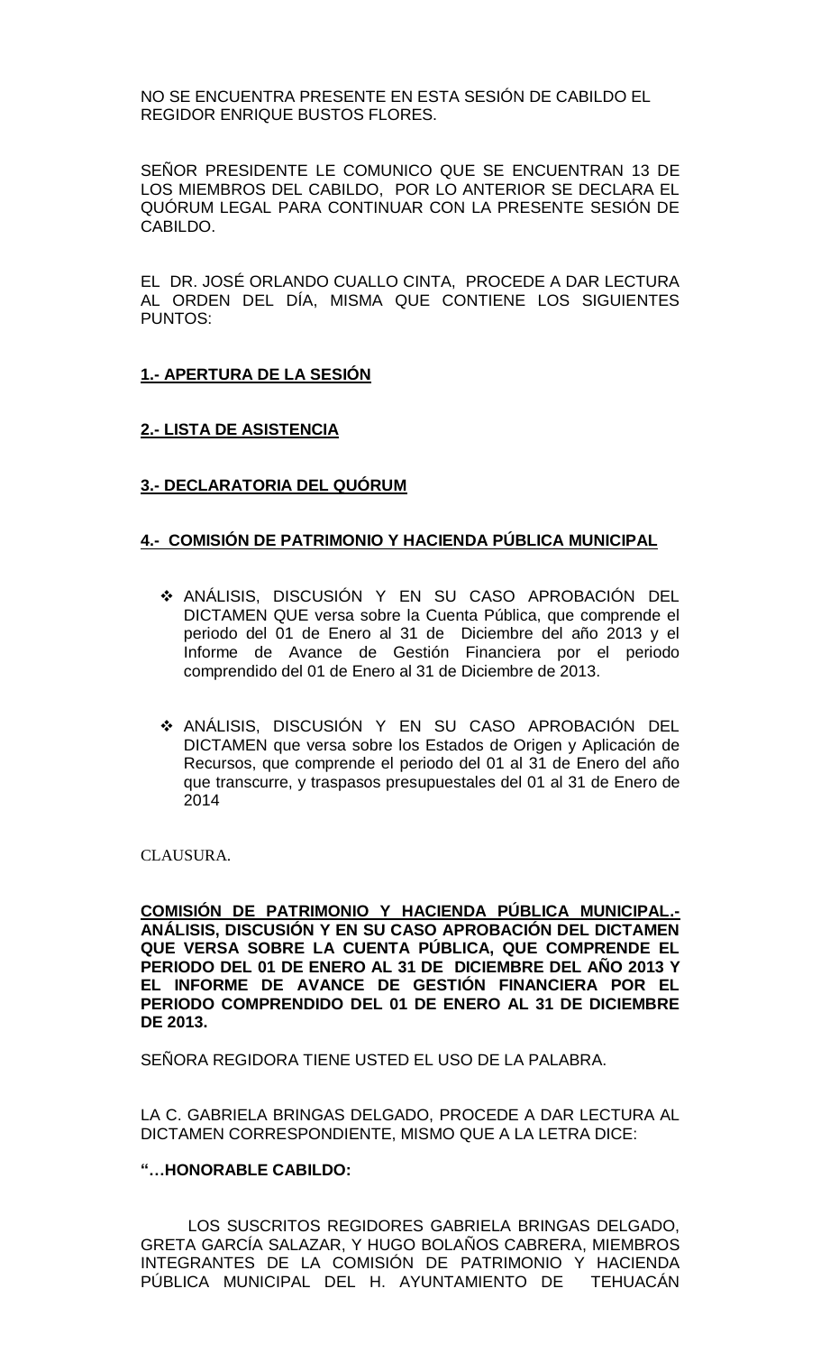NO SE ENCUENTRA PRESENTE EN ESTA SESIÓN DE CABILDO EL REGIDOR ENRIQUE BUSTOS FLORES.

SEÑOR PRESIDENTE LE COMUNICO QUE SE ENCUENTRAN 13 DE LOS MIEMBROS DEL CABILDO, POR LO ANTERIOR SE DECLARA EL QUÓRUM LEGAL PARA CONTINUAR CON LA PRESENTE SESIÓN DE CABILDO.

EL DR. JOSÉ ORLANDO CUALLO CINTA, PROCEDE A DAR LECTURA AL ORDEN DEL DÍA, MISMA QUE CONTIENE LOS SIGUIENTES PUNTOS:

**1.- APERTURA DE LA SESIÓN**

**2.- LISTA DE ASISTENCIA**

**3.- DECLARATORIA DEL QUÓRUM**

**4.- COMISIÓN DE PATRIMONIO Y HACIENDA PÚBLICA MUNICIPAL**

- ANÁLISIS, DISCUSIÓN Y EN SU CASO APROBACIÓN DEL DICTAMEN QUE versa sobre la Cuenta Pública, que comprende el periodo del 01 de Enero al 31 de Diciembre del año 2013 y el Informe de Avance de Gestión Financiera por el periodo comprendido del 01 de Enero al 31 de Diciembre de 2013.

- ANÁLISIS, DISCUSIÓN Y EN SU CASO APROBACIÓN DEL DICTAMEN que versa sobre los Estados de Origen y Aplicación de Recursos, que comprende el periodo del 01 al 31 de Enero del año que transcurre, y traspasos presupuestales del 01 al 31 de Enero de 2014

CLAUSURA.

**COMISIÓN DE PATRIMONIO Y HACIENDA PÚBLICA MUNICIPAL.- ANÁLISIS, DISCUSIÓN Y EN SU CASO APROBACIÓN DEL DICTAMEN QUE VERSA SOBRE LA CUENTA PÚBLICA, QUE COMPRENDE EL PERIODO DEL 01 DE ENERO AL 31 DE DICIEMBRE DEL AÑO 2013 Y EL INFORME DE AVANCE DE GESTIÓN FINANCIERA POR EL PERIODO COMPRENDIDO DEL 01 DE ENERO AL 31 DE DICIEMBRE DE 2013.**

SEÑORA REGIDORA TIENE USTED EL USO DE LA PALABRA.

LA C. GABRIELA BRINGAS DELGADO, PROCEDE A DAR LECTURA AL DICTAMEN CORRESPONDIENTE, MISMO QUE A LA LETRA DICE:

**"…HONORABLE CABILDO:**

LOS SUSCRITOS REGIDORES GABRIELA BRINGAS DELGADO, GRETA GARCÍA SALAZAR, Y HUGO BOLAÑOS CABRERA, MIEMBROS INTEGRANTES DE LA COMISIÓN DE PATRIMONIO Y HACIENDA PÚBLICA MUNICIPAL DEL H. AYUNTAMIENTO DE TEHUACÁN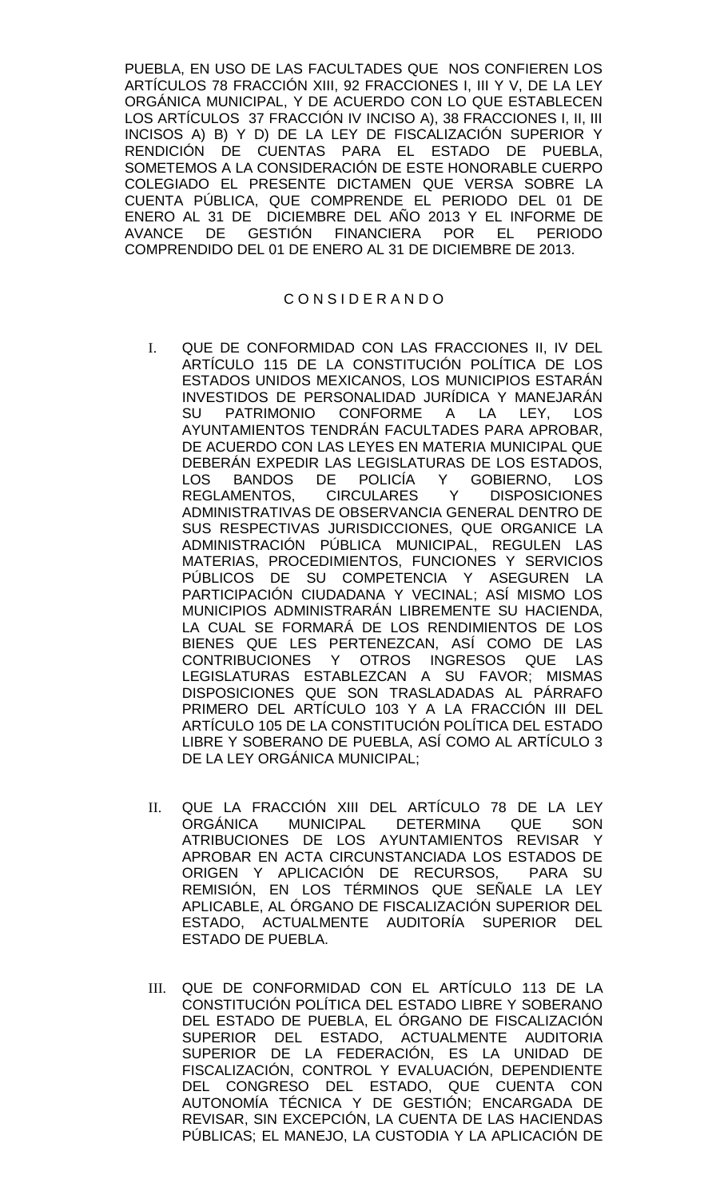PUEBLA, EN USO DE LAS FACULTADES QUE NOS CONFIEREN LOS ARTÍCULOS 78 FRACCIÓN XIII, 92 FRACCIONES I, III Y V, DE LA LEY ORGÁNICA MUNICIPAL, Y DE ACUERDO CON LO QUE ESTABLECEN LOS ARTÍCULOS 37 FRACCIÓN IV INCISO A), 38 FRACCIONES I, II, III INCISOS A) B) Y D) DE LA LEY DE FISCALIZACIÓN SUPERIOR Y RENDICIÓN DE CUENTAS PARA EL ESTADO DE PUEBLA, SOMETEMOS A LA CONSIDERACIÓN DE ESTE HONORABLE CUERPO COLEGIADO EL PRESENTE DICTAMEN QUE VERSA SOBRE LA CUENTA PÚBLICA, QUE COMPRENDE EL PERIODO DEL 01 DE ENERO AL 31 DE DICIEMBRE DEL AÑO 2013 Y EL INFORME DE AVANCE DE GESTIÓN FINANCIERA POR EL PERIODO COMPRENDIDO DEL 01 DE ENERO AL 31 DE DICIEMBRE DE 2013.

## C O N S I D E R A N D O

I. QUE DE CONFORMIDAD CON LAS FRACCIONES II, IV DEL ARTÍCULO 115 DE LA CONSTITUCIÓN POLÍTICA DE LOS ESTADOS UNIDOS MEXICANOS, LOS MUNICIPIOS ESTARÁN INVESTIDOS DE PERSONALIDAD JURÍDICA Y MANEJARÁN SU PATRIMONIO CONFORME A LA LEY, LOS AYUNTAMIENTOS TENDRÁN FACULTADES PARA APROBAR, DE ACUERDO CON LAS LEYES EN MATERIA MUNICIPAL QUE DEBERÁN EXPEDIR LAS LEGISLATURAS DE LOS ESTADOS, LOS BANDOS DE POLICÍA Y GOBIERNO, LOS REGLAMENTOS, CIRCULARES Y DISPOSICIONES ADMINISTRATIVAS DE OBSERVANCIA GENERAL DENTRO DE SUS RESPECTIVAS JURISDICCIONES, QUE ORGANICE LA ADMINISTRACIÓN PÚBLICA MUNICIPAL, REGULEN LAS MATERIAS, PROCEDIMIENTOS, FUNCIONES Y SERVICIOS PÚBLICOS DE SU COMPETENCIA Y ASEGUREN LA PARTICIPACIÓN CIUDADANA Y VECINAL; ASÍ MISMO LOS MUNICIPIOS ADMINISTRARÁN LIBREMENTE SU HACIENDA, LA CUAL SE FORMARÁ DE LOS RENDIMIENTOS DE LOS BIENES QUE LES PERTENEZCAN, ASÍ COMO DE LAS CONTRIBUCIONES Y OTROS INGRESOS QUE LAS LEGISLATURAS ESTABLEZCAN A SU FAVOR; MISMAS DISPOSICIONES QUE SON TRASLADADAS AL PÁRRAFO PRIMERO DEL ARTÍCULO 103 Y A LA FRACCIÓN III DEL ARTÍCULO 105 DE LA CONSTITUCIÓN POLÍTICA DEL ESTADO LIBRE Y SOBERANO DE PUEBLA, ASÍ COMO AL ARTÍCULO 3 DE LA LEY ORGÁNICA MUNICIPAL;

II. QUE LA FRACCIÓN XIII DEL ARTÍCULO 78 DE LA LEY ORGÁNICA MUNICIPAL DETERMINA QUE SON ATRIBUCIONES DE LOS AYUNTAMIENTOS REVISAR Y APROBAR EN ACTA CIRCUNSTANCIADA LOS ESTADOS DE ORIGEN Y APLICACIÓN DE RECURSOS, PARA SU REMISIÓN, EN LOS TÉRMINOS QUE SEÑALE LA LEY APLICABLE, AL ÓRGANO DE FISCALIZACIÓN SUPERIOR DEL ESTADO, ACTUALMENTE AUDITORÍA SUPERIOR DEL ESTADO DE PUEBLA.

III. QUE DE CONFORMIDAD CON EL ARTÍCULO 113 DE LA CONSTITUCIÓN POLÍTICA DEL ESTADO LIBRE Y SOBERANO DEL ESTADO DE PUEBLA, EL ÓRGANO DE FISCALIZACIÓN SUPERIOR DEL ESTADO, ACTUALMENTE AUDITORIA SUPERIOR DE LA FEDERACIÓN, ES LA UNIDAD DE FISCALIZACIÓN, CONTROL Y EVALUACIÓN, DEPENDIENTE DEL CONGRESO DEL ESTADO, QUE CUENTA CON AUTONOMÍA TÉCNICA Y DE GESTIÓN; ENCARGADA DE REVISAR, SIN EXCEPCIÓN, LA CUENTA DE LAS HACIENDAS PÚBLICAS; EL MANEJO, LA CUSTODIA Y LA APLICACIÓN DE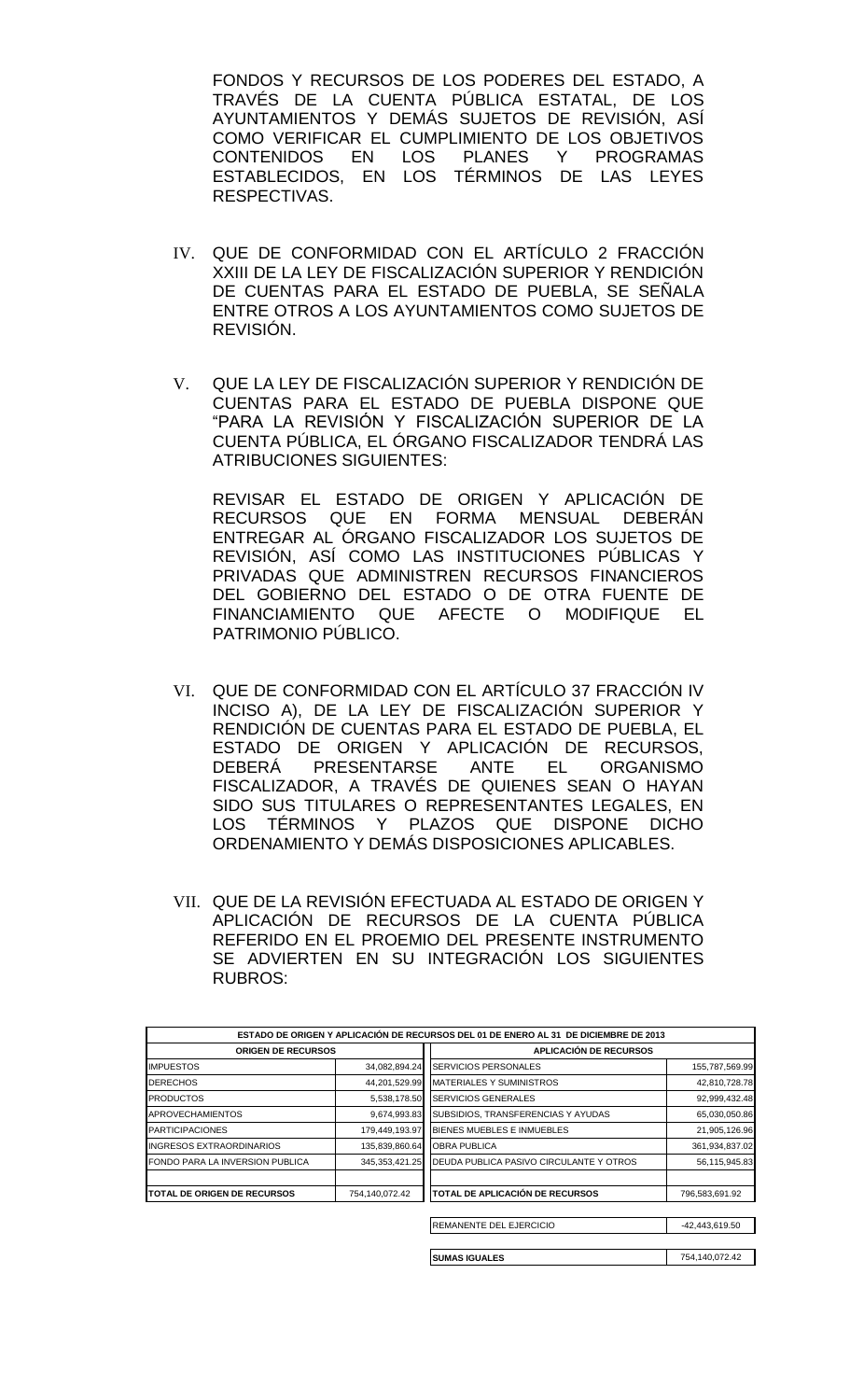FONDOS Y RECURSOS DE LOS PODERES DEL ESTADO, A TRAVÉS DE LA CUENTA PÚBLICA ESTATAL, DE LOS AYUNTAMIENTOS Y DEMÁS SUJETOS DE REVISIÓN, ASÍ COMO VERIFICAR EL CUMPLIMIENTO DE LOS OBJETIVOS CONTENIDOS EN LOS PLANES Y PROGRAMAS ESTABLECIDOS, EN LOS TÉRMINOS DE LAS LEYES RESPECTIVAS.

IV. QUE DE CONFORMIDAD CON EL ARTÍCULO 2 FRACCIÓN XXIII DE LA LEY DE FISCALIZACIÓN SUPERIOR Y RENDICIÓN DE CUENTAS PARA EL ESTADO DE PUEBLA, SE SEÑALA ENTRE OTROS A LOS AYUNTAMIENTOS COMO SUJETOS DE REVISIÓN.

V. QUE LA LEY DE FISCALIZACIÓN SUPERIOR Y RENDICIÓN DE CUENTAS PARA EL ESTADO DE PUEBLA DISPONE QUE "PARA LA REVISIÓN Y FISCALIZACIÓN SUPERIOR DE LA CUENTA PÚBLICA, EL ÓRGANO FISCALIZADOR TENDRÁ LAS ATRIBUCIONES SIGUIENTES:

REVISAR EL ESTADO DE ORIGEN Y APLICACIÓN DE RECURSOS QUE EN FORMA MENSUAL DEBERÁN ENTREGAR AL ÓRGANO FISCALIZADOR LOS SUJETOS DE REVISIÓN, ASÍ COMO LAS INSTITUCIONES PÚBLICAS Y PRIVADAS QUE ADMINISTREN RECURSOS FINANCIEROS DEL GOBIERNO DEL ESTADO O DE OTRA FUENTE DE FINANCIAMIENTO QUE AFECTE O MODIFIQUE EL PATRIMONIO PÚBLICO.

VI. QUE DE CONFORMIDAD CON EL ARTÍCULO 37 FRACCIÓN IV INCISO A), DE LA LEY DE FISCALIZACIÓN SUPERIOR Y RENDICIÓN DE CUENTAS PARA EL ESTADO DE PUEBLA, EL ESTADO DE ORIGEN Y APLICACIÓN DE RECURSOS, DEBERÁ PRESENTARSE ANTE EL ORGANISMO FISCALIZADOR, A TRAVÉS DE QUIENES SEAN O HAYAN SIDO SUS TITULARES O REPRESENTANTES LEGALES, EN LOS TÉRMINOS Y PLAZOS QUE DISPONE DICHO ORDENAMIENTO Y DEMÁS DISPOSICIONES APLICABLES.

VII. QUE DE LA REVISIÓN EFECTUADA AL ESTADO DE ORIGEN Y APLICACIÓN DE RECURSOS DE LA CUENTA PÚBLICA REFERIDO EN EL PROEMIO DEL PRESENTE INSTRUMENTO SE ADVIERTEN EN SU INTEGRACIÓN LOS SIGUIENTES RUBROS:

| ESTADO DE ORIGEN Y APLICACIÓN DE RECURSOS DEL 01 DE ENERO AL 31 DE DICIEMBRE DE 2013 | | | |
|---|---|---|---|
| **ORIGEN DE RECURSOS** | | **APLICACIÓN DE RECURSOS** | |
| IMPUESTOS | 34,082,894.24 | SERVICIOS PERSONALES | 155,787,569.99 |
| DERECHOS | 44,201,529.99 | MATERIALES Y SUMINISTROS | 42,810,728.78 |
| PRODUCTOS | 5,538,178.50 | SERVICIOS GENERALES | 92,999,432.48 |
| APROVECHAMIENTOS | 9,674,993.83 | SUBSIDIOS, TRANSFERENCIAS Y AYUDAS | 65,030,050.86 |
| PARTICIPACIONES | 179,449,193.97 | BIENES MUEBLES E INMUEBLES | 21,905,126.96 |
| INGRESOS EXTRAORDINARIOS | 135,839,860.64 | OBRA PUBLICA | 361,934,837.02 |
| FONDO PARA LA INVERSION PUBLICA | 345,353,421.25 | DEUDA PUBLICA PASIVO CIRCULANTE Y OTROS | 56,115,945.83 |
| **TOTAL DE ORIGEN DE RECURSOS** | 754,140,072.42 | **TOTAL DE APLICACIÓN DE RECURSOS** | 796,583,691.92 |
| | | REMANENTE DEL EJERCICIO | -42,443,619.50 |
| | | **SUMAS IGUALES** | 754,140,072.42 |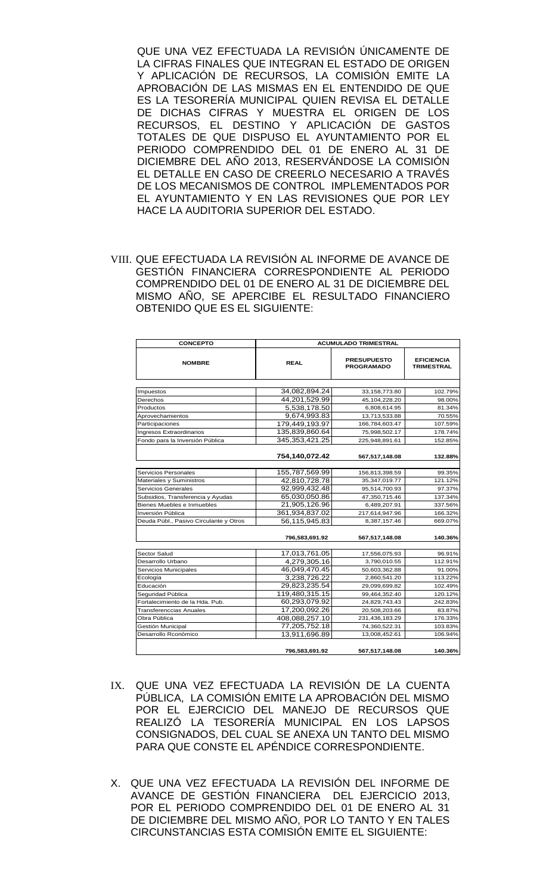QUE UNA VEZ EFECTUADA LA REVISIÓN ÚNICAMENTE DE LA CIFRAS FINALES QUE INTEGRAN EL ESTADO DE ORIGEN Y APLICACIÓN DE RECURSOS, LA COMISIÓN EMITE LA APROBACIÓN DE LAS MISMAS EN EL ENTENDIDO DE QUE ES LA TESORERÍA MUNICIPAL QUIEN REVISA EL DETALLE DE DICHAS CIFRAS Y MUESTRA EL ORIGEN DE LOS RECURSOS, EL DESTINO Y APLICACIÓN DE GASTOS TOTALES DE QUE DISPUSO EL AYUNTAMIENTO POR EL PERIODO COMPRENDIDO DEL 01 DE ENERO AL 31 DE DICIEMBRE DEL AÑO 2013, RESERVÁNDOSE LA COMISIÓN EL DETALLE EN CASO DE CREERLO NECESARIO A TRAVÉS DE LOS MECANISMOS DE CONTROL IMPLEMENTADOS POR EL AYUNTAMIENTO Y EN LAS REVISIONES QUE POR LEY HACE LA AUDITORIA SUPERIOR DEL ESTADO.

VIII. QUE EFECTUADA LA REVISIÓN AL INFORME DE AVANCE DE GESTIÓN FINANCIERA CORRESPONDIENTE AL PERIODO COMPRENDIDO DEL 01 DE ENERO AL 31 DE DICIEMBRE DEL MISMO AÑO, SE APERCIBE EL RESULTADO FINANCIERO OBTENIDO QUE ES EL SIGUIENTE:

| CONCEPTO | ACUMULADO TRIMESTRAL | | |
|---|---|---|---|
| NOMBRE | REAL | PRESUPUESTO PROGRAMADO | EFICIENCIA TRIMESTRAL |
| Impuestos | 34,082,894.24 | 33,158,773.80 | 102.79% |
| Derechos | 44,201,529.99 | 45,104,228.20 | 98.00% |
| Productos | 5,538,178.50 | 6,808,614.95 | 81.34% |
| Aprovechamientos | 9,674,993.83 | 13,713,533.88 | 70.55% |
| Participaciones | 179,449,193.97 | 166,784,603.47 | 107.59% |
| Ingresos Extraordinarios | 135,839,860.64 | 75,998,502.17 | 178.74% |
| Fondo para la Inversión Pública | 345,353,421.25 | 225,948,891.61 | 152.85% |
| | **754,140,072.42** | **567,517,148.08** | **132.88%** |
| Servicios Personales | 155,787,569.99 | 156,813,398.59 | 99.35% |
| Materiales y Suministros | 42,810,728.78 | 35,347,019.77 | 121.12% |
| Servicios Generales | 92,999,432.48 | 95,514,700.93 | 97.37% |
| Subsidios, Transferencia y Ayudas | 65,030,050.86 | 47,350,715.46 | 137.34% |
| Bienes Muebles e Inmuebles | 21,905,126.96 | 6,489,207.91 | 337.56% |
| Inversión Pública | 361,934,837.02 | 217,614,947.96 | 166.32% |
| Deuda Públ., Pasivo Circulante y Otros | 56,115,945.83 | 8,387,157.46 | 669.07% |
| | **796,583,691.92** | **567,517,148.08** | **140.36%** |
| Sector Salud | 17,013,761.05 | 17,556,075.93 | 96.91% |
| Desarrollo Urbano | 4,279,305.16 | 3,790,010.55 | 112.91% |
| Servicios Municipales | 46,049,470.45 | 50,603,362.88 | 91.00% |
| Ecología | 3,238,726.22 | 2,860,541.20 | 113.22% |
| Educación | 29,823,235.54 | 29,099,699.82 | 102.49% |
| Seguridad Pública | 119,480,315.15 | 99,464,352.40 | 120.12% |
| Fortalecimiento de la Hda. Pub. | 60,293,079.92 | 24,829,743.43 | 242.83% |
| Transferenccias Anuales | 17,200,092.26 | 20,508,203.66 | 83.87% |
| Obra Pública | 408,088,257.10 | 231,436,183.29 | 176.33% |
| Gestión Municipal | 77,205,752.18 | 74,360,522.31 | 103.83% |
| Desarrollo Rconómico | 13,911,696.89 | 13,008,452.61 | 106.94% |
| | **796,583,691.92** | **567,517,148.08** | **140.36%** |

IX. QUE UNA VEZ EFECTUADA LA REVISIÓN DE LA CUENTA PÚBLICA, LA COMISIÓN EMITE LA APROBACIÓN DEL MISMO POR EL EJERCICIO DEL MANEJO DE RECURSOS QUE REALIZÓ LA TESORERÍA MUNICIPAL EN LOS LAPSOS CONSIGNADOS, DEL CUAL SE ANEXA UN TANTO DEL MISMO PARA QUE CONSTE EL APÉNDICE CORRESPONDIENTE.

X. QUE UNA VEZ EFECTUADA LA REVISIÓN DEL INFORME DE AVANCE DE GESTIÓN FINANCIERA DEL EJERCICIO 2013, POR EL PERIODO COMPRENDIDO DEL 01 DE ENERO AL 31 DE DICIEMBRE DEL MISMO AÑO, POR LO TANTO Y EN TALES CIRCUNSTANCIAS ESTA COMISIÓN EMITE EL SIGUIENTE: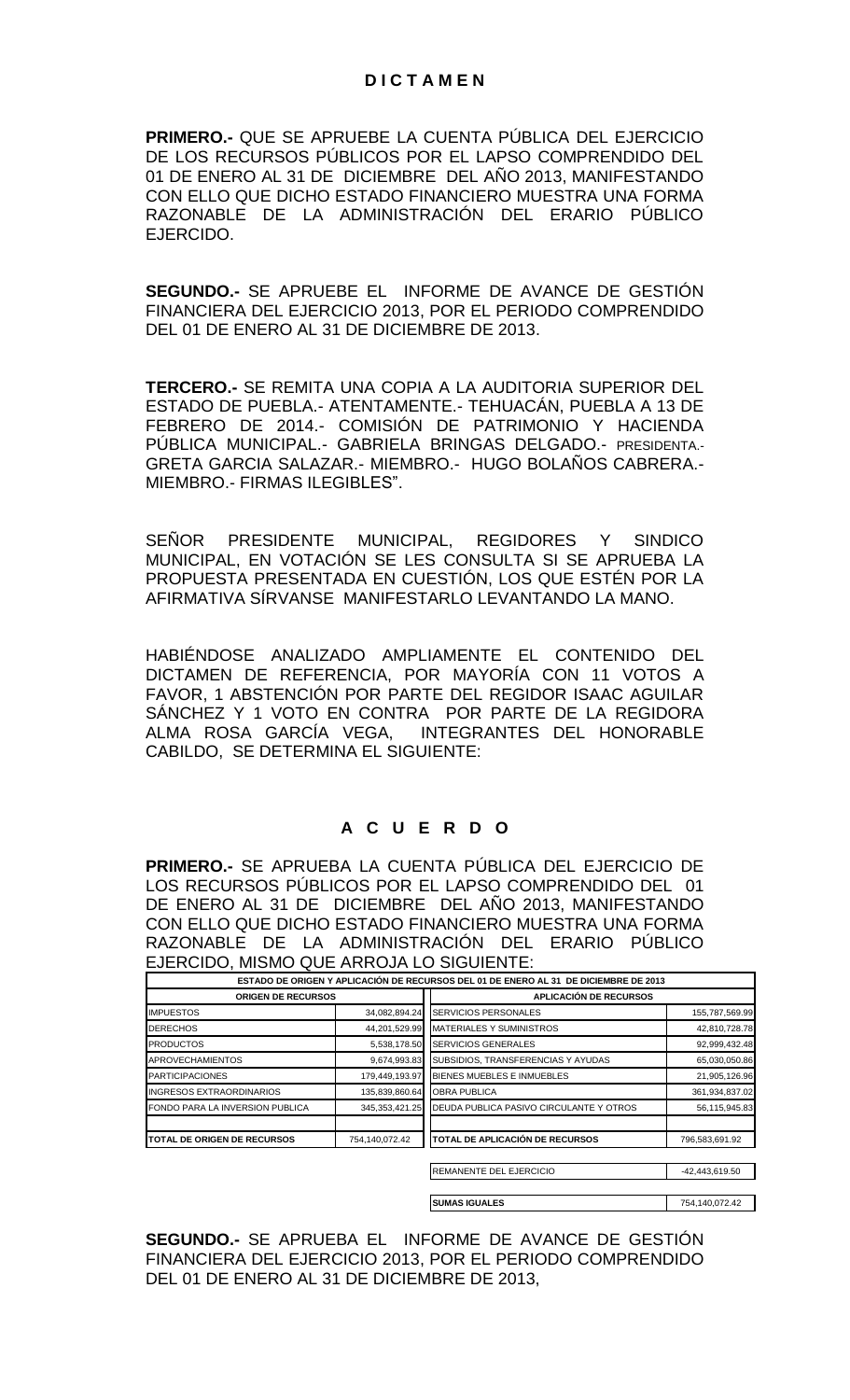# D I C T A M E N

**PRIMERO.-** QUE SE APRUEBE LA CUENTA PÚBLICA DEL EJERCICIO DE LOS RECURSOS PÚBLICOS POR EL LAPSO COMPRENDIDO DEL 01 DE ENERO AL 31 DE DICIEMBRE DEL AÑO 2013, MANIFESTANDO CON ELLO QUE DICHO ESTADO FINANCIERO MUESTRA UNA FORMA RAZONABLE DE LA ADMINISTRACIÓN DEL ERARIO PÚBLICO EJERCIDO.

**SEGUNDO.-** SE APRUEBE EL INFORME DE AVANCE DE GESTIÓN FINANCIERA DEL EJERCICIO 2013, POR EL PERIODO COMPRENDIDO DEL 01 DE ENERO AL 31 DE DICIEMBRE DE 2013.

**TERCERO.-** SE REMITA UNA COPIA A LA AUDITORIA SUPERIOR DEL ESTADO DE PUEBLA.- ATENTAMENTE.- TEHUACÁN, PUEBLA A 13 DE FEBRERO DE 2014.- COMISIÓN DE PATRIMONIO Y HACIENDA PÚBLICA MUNICIPAL.- GABRIELA BRINGAS DELGADO.- PRESIDENTA.- GRETA GARCIA SALAZAR.- MIEMBRO.- HUGO BOLAÑOS CABRERA.- MIEMBRO.- FIRMAS ILEGIBLES".

SEÑOR PRESIDENTE MUNICIPAL, REGIDORES Y SINDICO MUNICIPAL, EN VOTACIÓN SE LES CONSULTA SI SE APRUEBA LA PROPUESTA PRESENTADA EN CUESTIÓN, LOS QUE ESTÉN POR LA AFIRMATIVA SÍRVANSE MANIFESTARLO LEVANTANDO LA MANO.

HABIÉNDOSE ANALIZADO AMPLIAMENTE EL CONTENIDO DEL DICTAMEN DE REFERENCIA, POR MAYORÍA CON 11 VOTOS A FAVOR, 1 ABSTENCIÓN POR PARTE DEL REGIDOR ISAAC AGUILAR SÁNCHEZ Y 1 VOTO EN CONTRA POR PARTE DE LA REGIDORA ALMA ROSA GARCÍA VEGA, INTEGRANTES DEL HONORABLE CABILDO, SE DETERMINA EL SIGUIENTE:

# A C U E R D O

**PRIMERO.-** SE APRUEBA LA CUENTA PÚBLICA DEL EJERCICIO DE LOS RECURSOS PÚBLICOS POR EL LAPSO COMPRENDIDO DEL 01 DE ENERO AL 31 DE DICIEMBRE DEL AÑO 2013, MANIFESTANDO CON ELLO QUE DICHO ESTADO FINANCIERO MUESTRA UNA FORMA RAZONABLE DE LA ADMINISTRACIÓN DEL ERARIO PÚBLICO EJERCIDO, MISMO QUE ARROJA LO SIGUIENTE:

| ESTADO DE ORIGEN Y APLICACIÓN DE RECURSOS DEL 01 DE ENERO AL 31 DE DICIEMBRE DE 2013 | | | |
|---|---|---|---|
| **ORIGEN DE RECURSOS** | | **APLICACIÓN DE RECURSOS** | |
| IMPUESTOS | 34,082,894.24 | SERVICIOS PERSONALES | 155,787,569.99 |
| DERECHOS | 44,201,529.99 | MATERIALES Y SUMINISTROS | 42,810,728.78 |
| PRODUCTOS | 5,538,178.50 | SERVICIOS GENERALES | 92,999,432.48 |
| APROVECHAMIENTOS | 9,674,993.83 | SUBSIDIOS, TRANSFERENCIAS Y AYUDAS | 65,030,050.86 |
| PARTICIPACIONES | 179,449,193.97 | BIENES MUEBLES E INMUEBLES | 21,905,126.96 |
| INGRESOS EXTRAORDINARIOS | 135,839,860.64 | OBRA PUBLICA | 361,934,837.02 |
| FONDO PARA LA INVERSION PUBLICA | 345,353,421.25 | DEUDA PUBLICA PASIVO CIRCULANTE Y OTROS | 56,115,945.83 |
| **TOTAL DE ORIGEN DE RECURSOS** | 754,140,072.42 | **TOTAL DE APLICACIÓN DE RECURSOS** | 796,583,691.92 |
| | | REMANENTE DEL EJERCICIO | -42,443,619.50 |
| | | **SUMAS IGUALES** | 754,140,072.42 |

**SEGUNDO.-** SE APRUEBA EL INFORME DE AVANCE DE GESTIÓN FINANCIERA DEL EJERCICIO 2013, POR EL PERIODO COMPRENDIDO DEL 01 DE ENERO AL 31 DE DICIEMBRE DE 2013,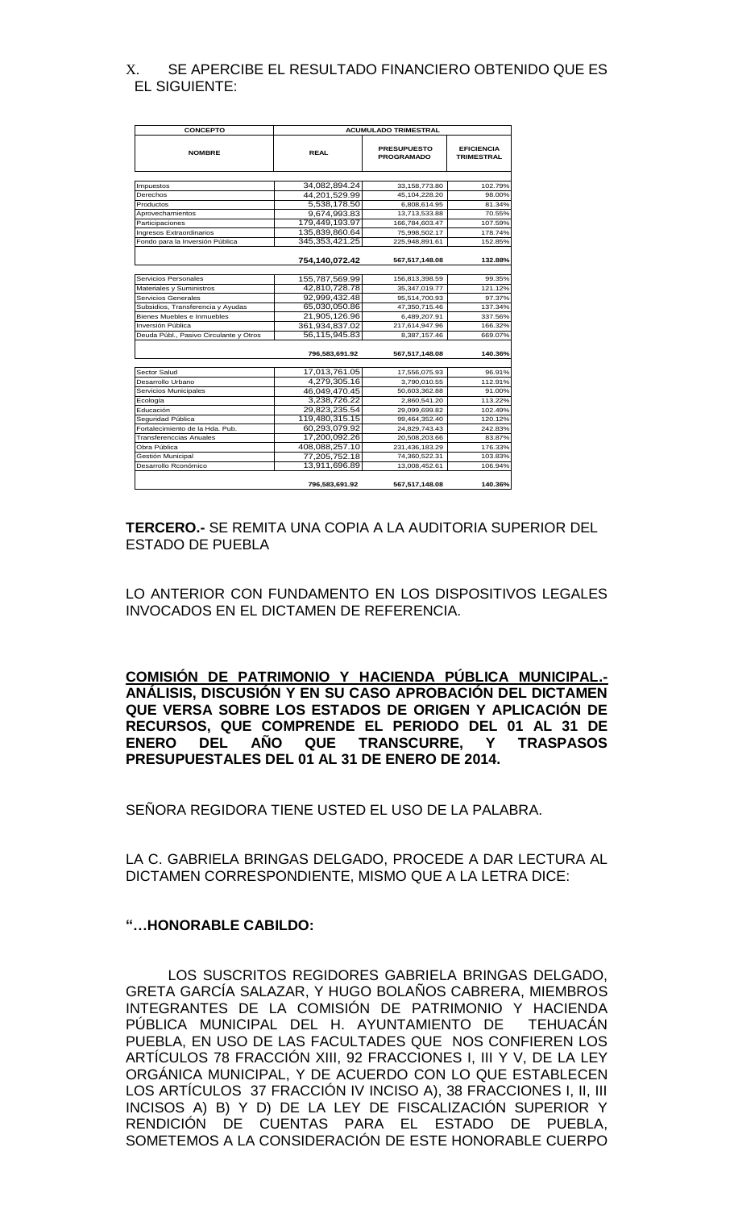X. SE APERCIBE EL RESULTADO FINANCIERO OBTENIDO QUE ES EL SIGUIENTE:

| CONCEPTO | ACUMULADO TRIMESTRAL | | |
|---|---|---|---|
| NOMBRE | REAL | PRESUPUESTO PROGRAMADO | EFICIENCIA TRIMESTRAL |
| Impuestos | 34,082,894.24 | 33,158,773.80 | 102.79% |
| Derechos | 44,201,529.99 | 45,104,228.20 | 98.00% |
| Productos | 5,538,178.50 | 6,808,614.95 | 81.34% |
| Aprovechamientos | 9,674,993.83 | 13,713,533.88 | 70.55% |
| Participaciones | 179,449,193.97 | 166,784,603.47 | 107.59% |
| Ingresos Extraordinarios | 135,839,860.64 | 75,998,502.17 | 178.74% |
| Fondo para la Inversión Pública | 345,353,421.25 | 225,948,891.61 | 152.85% |
| | **754,140,072.42** | **567,517,148.08** | **132.88%** |
| Servicios Personales | 155,787,569.99 | 156,813,398.59 | 99.35% |
| Materiales y Suministros | 42,810,728.78 | 35,347,019.77 | 121.12% |
| Servicios Generales | 92,999,432.48 | 95,514,700.93 | 97.37% |
| Subsidios, Transferencia y Ayudas | 65,030,050.86 | 47,350,715.46 | 137.34% |
| Bienes Muebles e Inmuebles | 21,905,126.96 | 6,489,207.91 | 337.56% |
| Inversión Pública | 361,934,837.02 | 217,614,947.96 | 166.32% |
| Deuda Públ., Pasivo Circulante y Otros | 56,115,945.83 | 8,387,157.46 | 669.07% |
| | **796,583,691.92** | **567,517,148.08** | **140.36%** |
| Sector Salud | 17,013,761.05 | 17,556,075.93 | 96.91% |
| Desarrollo Urbano | 4,279,305.16 | 3,790,010.55 | 112.91% |
| Servicios Municipales | 46,049,470.45 | 50,603,362.88 | 91.00% |
| Ecología | 3,238,726.22 | 2,860,541.20 | 113.22% |
| Educación | 29,823,235.54 | 29,099,699.82 | 102.49% |
| Seguridad Pública | 119,480,315.15 | 99,464,352.40 | 120.12% |
| Fortalecimiento de la Hda. Pub. | 60,293,079.92 | 24,829,743.43 | 242.83% |
| Transferenccias Anuales | 17,200,092.26 | 20,508,203.66 | 83.87% |
| Obra Pública | 408,088,257.10 | 231,436,183.29 | 176.33% |
| Gestión Municipal | 77,205,752.18 | 74,360,522.31 | 103.83% |
| Desarrollo Rconómico | 13,911,696.89 | 13,008,452.61 | 106.94% |
| | **796,583,691.92** | **567,517,148.08** | **140.36%** |

**TERCERO.-** SE REMITA UNA COPIA A LA AUDITORIA SUPERIOR DEL ESTADO DE PUEBLA

LO ANTERIOR CON FUNDAMENTO EN LOS DISPOSITIVOS LEGALES INVOCADOS EN EL DICTAMEN DE REFERENCIA.

**COMISIÓN DE PATRIMONIO Y HACIENDA PÚBLICA MUNICIPAL.- ANÁLISIS, DISCUSIÓN Y EN SU CASO APROBACIÓN DEL DICTAMEN QUE VERSA SOBRE LOS ESTADOS DE ORIGEN Y APLICACIÓN DE RECURSOS, QUE COMPRENDE EL PERIODO DEL 01 AL 31 DE ENERO DEL AÑO QUE TRANSCURRE, Y TRASPASOS PRESUPUESTALES DEL 01 AL 31 DE ENERO DE 2014.**

SEÑORA REGIDORA TIENE USTED EL USO DE LA PALABRA.

LA C. GABRIELA BRINGAS DELGADO, PROCEDE A DAR LECTURA AL DICTAMEN CORRESPONDIENTE, MISMO QUE A LA LETRA DICE:

**"…HONORABLE CABILDO:**

LOS SUSCRITOS REGIDORES GABRIELA BRINGAS DELGADO, GRETA GARCÍA SALAZAR, Y HUGO BOLAÑOS CABRERA, MIEMBROS INTEGRANTES DE LA COMISIÓN DE PATRIMONIO Y HACIENDA PÚBLICA MUNICIPAL DEL H. AYUNTAMIENTO DE TEHUACÁN PUEBLA, EN USO DE LAS FACULTADES QUE NOS CONFIEREN LOS ARTÍCULOS 78 FRACCIÓN XIII, 92 FRACCIONES I, III Y V, DE LA LEY ORGÁNICA MUNICIPAL, Y DE ACUERDO CON LO QUE ESTABLECEN LOS ARTÍCULOS 37 FRACCIÓN IV INCISO A), 38 FRACCIONES I, II, III INCISOS A) B) Y D) DE LA LEY DE FISCALIZACIÓN SUPERIOR Y RENDICIÓN DE CUENTAS PARA EL ESTADO DE PUEBLA, SOMETEMOS A LA CONSIDERACIÓN DE ESTE HONORABLE CUERPO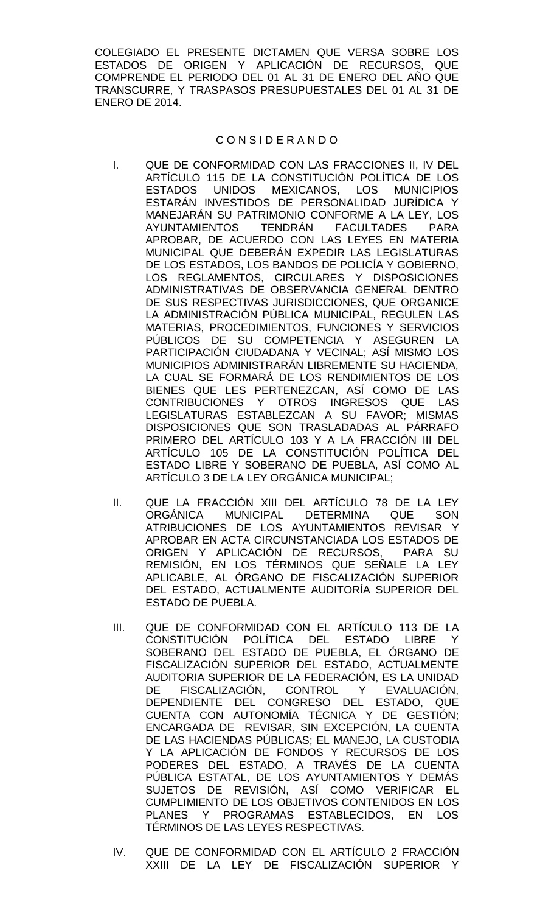COLEGIADO EL PRESENTE DICTAMEN QUE VERSA SOBRE LOS ESTADOS DE ORIGEN Y APLICACIÓN DE RECURSOS, QUE COMPRENDE EL PERIODO DEL 01 AL 31 DE ENERO DEL AÑO QUE TRANSCURRE, Y TRASPASOS PRESUPUESTALES DEL 01 AL 31 DE ENERO DE 2014.

C O N S I D E R A N D O

I. QUE DE CONFORMIDAD CON LAS FRACCIONES II, IV DEL ARTÍCULO 115 DE LA CONSTITUCIÓN POLÍTICA DE LOS ESTADOS UNIDOS MEXICANOS, LOS MUNICIPIOS ESTARÁN INVESTIDOS DE PERSONALIDAD JURÍDICA Y MANEJARÁN SU PATRIMONIO CONFORME A LA LEY, LOS AYUNTAMIENTOS TENDRÁN FACULTADES PARA APROBAR, DE ACUERDO CON LAS LEYES EN MATERIA MUNICIPAL QUE DEBERÁN EXPEDIR LAS LEGISLATURAS DE LOS ESTADOS, LOS BANDOS DE POLICÍA Y GOBIERNO, LOS REGLAMENTOS, CIRCULARES Y DISPOSICIONES ADMINISTRATIVAS DE OBSERVANCIA GENERAL DENTRO DE SUS RESPECTIVAS JURISDICCIONES, QUE ORGANICE LA ADMINISTRACIÓN PÚBLICA MUNICIPAL, REGULEN LAS MATERIAS, PROCEDIMIENTOS, FUNCIONES Y SERVICIOS PÚBLICOS DE SU COMPETENCIA Y ASEGUREN LA PARTICIPACIÓN CIUDADANA Y VECINAL; ASÍ MISMO LOS MUNICIPIOS ADMINISTRARÁN LIBREMENTE SU HACIENDA, LA CUAL SE FORMARÁ DE LOS RENDIMIENTOS DE LOS BIENES QUE LES PERTENEZCAN, ASÍ COMO DE LAS CONTRIBUCIONES Y OTROS INGRESOS QUE LAS LEGISLATURAS ESTABLEZCAN A SU FAVOR; MISMAS DISPOSICIONES QUE SON TRASLADADAS AL PÁRRAFO PRIMERO DEL ARTÍCULO 103 Y A LA FRACCIÓN III DEL ARTÍCULO 105 DE LA CONSTITUCIÓN POLÍTICA DEL ESTADO LIBRE Y SOBERANO DE PUEBLA, ASÍ COMO AL ARTÍCULO 3 DE LA LEY ORGÁNICA MUNICIPAL;

II. QUE LA FRACCIÓN XIII DEL ARTÍCULO 78 DE LA LEY ORGÁNICA MUNICIPAL DETERMINA QUE SON ATRIBUCIONES DE LOS AYUNTAMIENTOS REVISAR Y APROBAR EN ACTA CIRCUNSTANCIADA LOS ESTADOS DE ORIGEN Y APLICACIÓN DE RECURSOS, PARA SU REMISIÓN, EN LOS TÉRMINOS QUE SEÑALE LA LEY APLICABLE, AL ÓRGANO DE FISCALIZACIÓN SUPERIOR DEL ESTADO, ACTUALMENTE AUDITORÍA SUPERIOR DEL ESTADO DE PUEBLA.

III. QUE DE CONFORMIDAD CON EL ARTÍCULO 113 DE LA CONSTITUCIÓN POLÍTICA DEL ESTADO LIBRE Y SOBERANO DEL ESTADO DE PUEBLA, EL ÓRGANO DE FISCALIZACIÓN SUPERIOR DEL ESTADO, ACTUALMENTE AUDITORIA SUPERIOR DE LA FEDERACIÓN, ES LA UNIDAD DE FISCALIZACIÓN, CONTROL Y EVALUACIÓN, DEPENDIENTE DEL CONGRESO DEL ESTADO, QUE CUENTA CON AUTONOMÍA TÉCNICA Y DE GESTIÓN; ENCARGADA DE REVISAR, SIN EXCEPCIÓN, LA CUENTA DE LAS HACIENDAS PÚBLICAS; EL MANEJO, LA CUSTODIA Y LA APLICACIÓN DE FONDOS Y RECURSOS DE LOS PODERES DEL ESTADO, A TRAVÉS DE LA CUENTA PÚBLICA ESTATAL, DE LOS AYUNTAMIENTOS Y DEMÁS SUJETOS DE REVISIÓN, ASÍ COMO VERIFICAR EL CUMPLIMIENTO DE LOS OBJETIVOS CONTENIDOS EN LOS PLANES Y PROGRAMAS ESTABLECIDOS, EN LOS TÉRMINOS DE LAS LEYES RESPECTIVAS.

IV. QUE DE CONFORMIDAD CON EL ARTÍCULO 2 FRACCIÓN XXIII DE LA LEY DE FISCALIZACIÓN SUPERIOR Y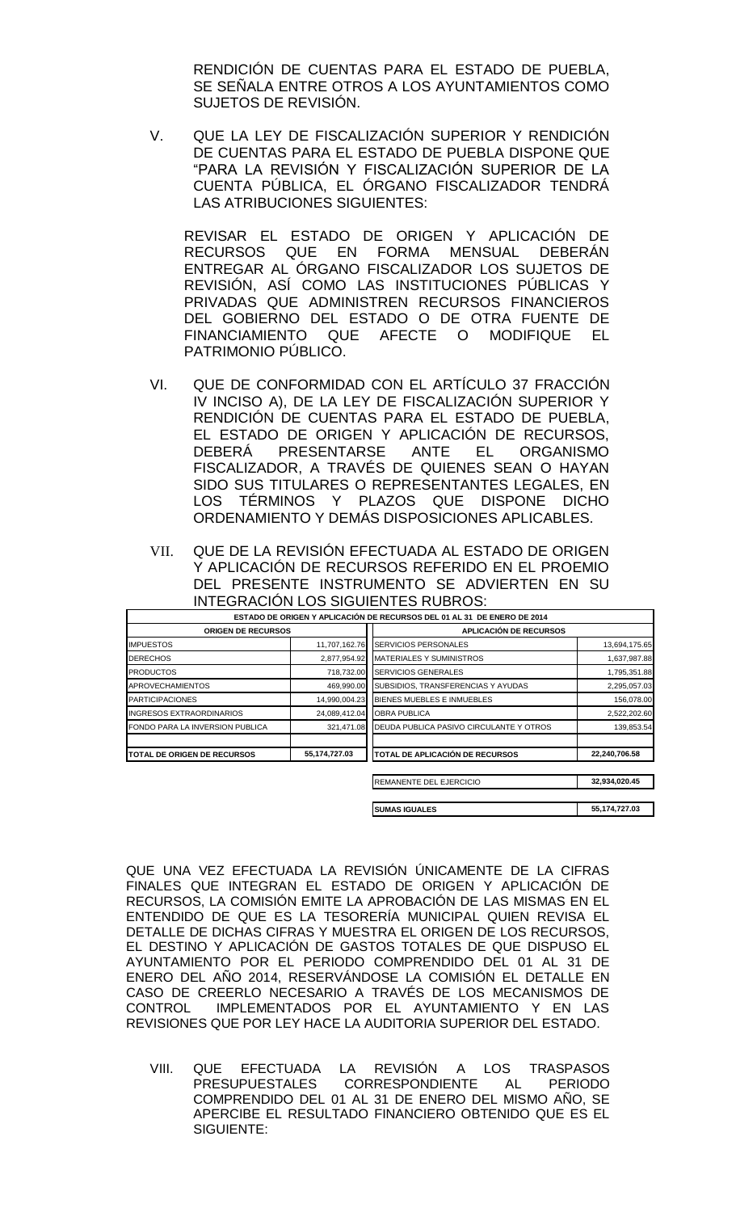RENDICIÓN DE CUENTAS PARA EL ESTADO DE PUEBLA, SE SEÑALA ENTRE OTROS A LOS AYUNTAMIENTOS COMO SUJETOS DE REVISIÓN.

V. QUE LA LEY DE FISCALIZACIÓN SUPERIOR Y RENDICIÓN DE CUENTAS PARA EL ESTADO DE PUEBLA DISPONE QUE "PARA LA REVISIÓN Y FISCALIZACIÓN SUPERIOR DE LA CUENTA PÚBLICA, EL ÓRGANO FISCALIZADOR TENDRÁ LAS ATRIBUCIONES SIGUIENTES:

REVISAR EL ESTADO DE ORIGEN Y APLICACIÓN DE RECURSOS QUE EN FORMA MENSUAL DEBERÁN ENTREGAR AL ÓRGANO FISCALIZADOR LOS SUJETOS DE REVISIÓN, ASÍ COMO LAS INSTITUCIONES PÚBLICAS Y PRIVADAS QUE ADMINISTREN RECURSOS FINANCIEROS DEL GOBIERNO DEL ESTADO O DE OTRA FUENTE DE FINANCIAMIENTO QUE AFECTE O MODIFIQUE EL PATRIMONIO PÚBLICO.

VI. QUE DE CONFORMIDAD CON EL ARTÍCULO 37 FRACCIÓN IV INCISO A), DE LA LEY DE FISCALIZACIÓN SUPERIOR Y RENDICIÓN DE CUENTAS PARA EL ESTADO DE PUEBLA, EL ESTADO DE ORIGEN Y APLICACIÓN DE RECURSOS, DEBERÁ PRESENTARSE ANTE EL ORGANISMO FISCALIZADOR, A TRAVÉS DE QUIENES SEAN O HAYAN SIDO SUS TITULARES O REPRESENTANTES LEGALES, EN LOS TÉRMINOS Y PLAZOS QUE DISPONE DICHO ORDENAMIENTO Y DEMÁS DISPOSICIONES APLICABLES.

VII. QUE DE LA REVISIÓN EFECTUADA AL ESTADO DE ORIGEN Y APLICACIÓN DE RECURSOS REFERIDO EN EL PROEMIO DEL PRESENTE INSTRUMENTO SE ADVIERTEN EN SU INTEGRACIÓN LOS SIGUIENTES RUBROS:

**ESTADO DE ORIGEN Y APLICACIÓN DE RECURSOS DEL 01 AL 31 DE ENERO DE 2014**

| ORIGEN DE RECURSOS | | APLICACIÓN DE RECURSOS | |
|---|---|---|---|
| IMPUESTOS | 11,707,162.76 | SERVICIOS PERSONALES | 13,694,175.65 |
| DERECHOS | 2,877,954.92 | MATERIALES Y SUMINISTROS | 1,637,987.88 |
| PRODUCTOS | 718,732.00 | SERVICIOS GENERALES | 1,795,351.88 |
| APROVECHAMIENTOS | 469,990.00 | SUBSIDIOS, TRANSFERENCIAS Y AYUDAS | 2,295,057.03 |
| PARTICIPACIONES | 14,990,004.23 | BIENES MUEBLES E INMUEBLES | 156,078.00 |
| INGRESOS EXTRAORDINARIOS | 24,089,412.04 | OBRA PUBLICA | 2,522,202.60 |
| FONDO PARA LA INVERSION PUBLICA | 321,471.08 | DEUDA PUBLICA PASIVO CIRCULANTE Y OTROS | 139,853.54 |
| **TOTAL DE ORIGEN DE RECURSOS** | **55,174,727.03** | **TOTAL DE APLICACIÓN DE RECURSOS** | **22,240,706.58** |
| | | REMANENTE DEL EJERCICIO | **32,934,020.45** |
| | | **SUMAS IGUALES** | **55,174,727.03** |

QUE UNA VEZ EFECTUADA LA REVISIÓN ÚNICAMENTE DE LA CIFRAS FINALES QUE INTEGRAN EL ESTADO DE ORIGEN Y APLICACIÓN DE RECURSOS, LA COMISIÓN EMITE LA APROBACIÓN DE LAS MISMAS EN EL ENTENDIDO DE QUE ES LA TESORERÍA MUNICIPAL QUIEN REVISA EL DETALLE DE DICHAS CIFRAS Y MUESTRA EL ORIGEN DE LOS RECURSOS, EL DESTINO Y APLICACIÓN DE GASTOS TOTALES DE QUE DISPUSO EL AYUNTAMIENTO POR EL PERIODO COMPRENDIDO DEL 01 AL 31 DE ENERO DEL AÑO 2014, RESERVÁNDOSE LA COMISIÓN EL DETALLE EN CASO DE CREERLO NECESARIO A TRAVÉS DE LOS MECANISMOS DE CONTROL IMPLEMENTADOS POR EL AYUNTAMIENTO Y EN LAS REVISIONES QUE POR LEY HACE LA AUDITORIA SUPERIOR DEL ESTADO.

VIII. QUE EFECTUADA LA REVISIÓN A LOS TRASPASOS PRESUPUESTALES CORRESPONDIENTE AL PERIODO COMPRENDIDO DEL 01 AL 31 DE ENERO DEL MISMO AÑO, SE APERCIBE EL RESULTADO FINANCIERO OBTENIDO QUE ES EL SIGUIENTE: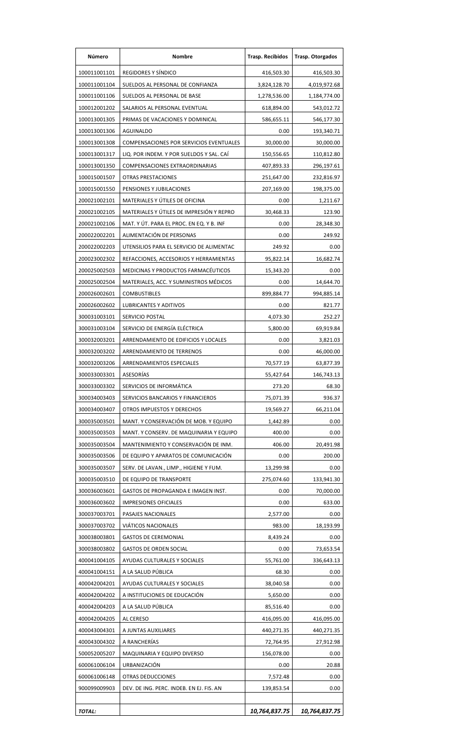| Número | Nombre | Trasp. Recibidos | Trasp. Otorgados |
| --- | --- | --- | --- |
| 100011001101 | REGIDORES Y SÍNDICO | 416,503.30 | 416,503.30 |
| 100011001104 | SUELDOS AL PERSONAL DE CONFIANZA | 3,824,128.70 | 4,019,972.68 |
| 100011001106 | SUELDOS AL PERSONAL DE BASE | 1,278,536.00 | 1,184,774.00 |
| 100012001202 | SALARIOS AL PERSONAL EVENTUAL | 618,894.00 | 543,012.72 |
| 100013001305 | PRIMAS DE VACACIONES Y DOMINICAL | 586,655.11 | 546,177.30 |
| 100013001306 | AGUINALDO | 0.00 | 193,340.71 |
| 100013001308 | COMPENSACIONES POR SERVICIOS EVENTUALES | 30,000.00 | 30,000.00 |
| 100013001317 | LIQ. POR INDEM. Y POR SUELDOS Y SAL. CAÍ | 150,556.65 | 110,812.80 |
| 100013001350 | COMPENSACIONES EXTRAORDINARIAS | 407,893.33 | 296,197.61 |
| 100015001507 | OTRAS PRESTACIONES | 251,647.00 | 232,816.97 |
| 100015001550 | PENSIONES Y JUBILACIONES | 207,169.00 | 198,375.00 |
| 200021002101 | MATERIALES Y ÚTILES DE OFICINA | 0.00 | 1,211.67 |
| 200021002105 | MATERIALES Y ÚTILES DE IMPRESIÓN Y REPRO | 30,468.33 | 123.90 |
| 200021002106 | MAT. Y ÚT. PARA EL PROC. EN EQ. Y B. INF | 0.00 | 28,348.30 |
| 200022002201 | ALIMENTACIÓN DE PERSONAS | 0.00 | 249.92 |
| 200022002203 | UTENSILIOS PARA EL SERVICIO DE ALIMENTAC | 249.92 | 0.00 |
| 200023002302 | REFACCIONES, ACCESORIOS Y HERRAMIENTAS | 95,822.14 | 16,682.74 |
| 200025002503 | MEDICINAS Y PRODUCTOS FARMACÉUTICOS | 15,343.20 | 0.00 |
| 200025002504 | MATERIALES, ACC. Y SUMINISTROS MÉDICOS | 0.00 | 14,644.70 |
| 200026002601 | COMBUSTIBLES | 899,884.77 | 994,885.14 |
| 200026002602 | LUBRICANTES Y ADITIVOS | 0.00 | 821.77 |
| 300031003101 | SERVICIO POSTAL | 4,073.30 | 252.27 |
| 300031003104 | SERVICIO DE ENERGÍA ELÉCTRICA | 5,800.00 | 69,919.84 |
| 300032003201 | ARRENDAMIENTO DE EDIFICIOS Y LOCALES | 0.00 | 3,821.03 |
| 300032003202 | ARRENDAMIENTO DE TERRENOS | 0.00 | 46,000.00 |
| 300032003206 | ARRENDAMIENTOS ESPECIALES | 70,577.19 | 63,877.39 |
| 300033003301 | ASESORÍAS | 55,427.64 | 146,743.13 |
| 300033003302 | SERVICIOS DE INFORMÁTICA | 273.20 | 68.30 |
| 300034003403 | SERVICIOS BANCARIOS Y FINANCIEROS | 75,071.39 | 936.37 |
| 300034003407 | OTROS IMPUESTOS Y DERECHOS | 19,569.27 | 66,211.04 |
| 300035003501 | MANT. Y CONSERVACIÓN DE MOB. Y EQUIPO | 1,442.89 | 0.00 |
| 300035003503 | MANT. Y CONSERV. DE MAQUINARIA Y EQUIPO | 400.00 | 0.00 |
| 300035003504 | MANTENIMIENTO Y CONSERVACIÓN DE INM. | 406.00 | 20,491.98 |
| 300035003506 | DE EQUIPO Y APARATOS DE COMUNICACIÓN | 0.00 | 200.00 |
| 300035003507 | SERV. DE LAVAN., LIMP., HIGIENE Y FUM. | 13,299.98 | 0.00 |
| 300035003510 | DE EQUIPO DE TRANSPORTE | 275,074.60 | 133,941.30 |
| 300036003601 | GASTOS DE PROPAGANDA E IMAGEN INST. | 0.00 | 70,000.00 |
| 300036003602 | IMPRESIONES OFICIALES | 0.00 | 633.00 |
| 300037003701 | PASAJES NACIONALES | 2,577.00 | 0.00 |
| 300037003702 | VIÁTICOS NACIONALES | 983.00 | 18,193.99 |
| 300038003801 | GASTOS DE CEREMONIAL | 8,439.24 | 0.00 |
| 300038003802 | GASTOS DE ORDEN SOCIAL | 0.00 | 73,653.54 |
| 400041004105 | AYUDAS CULTURALES Y SOCIALES | 55,761.00 | 336,643.13 |
| 400041004151 | A LA SALUD PÚBLICA | 68.30 | 0.00 |
| 400042004201 | AYUDAS CULTURALES Y SOCIALES | 38,040.58 | 0.00 |
| 400042004202 | A INSTITUCIONES DE EDUCACIÓN | 5,650.00 | 0.00 |
| 400042004203 | A LA SALUD PÚBLICA | 85,516.40 | 0.00 |
| 400042004205 | AL CERESO | 416,095.00 | 416,095.00 |
| 400043004301 | A JUNTAS AUXILIARES | 440,271.35 | 440,271.35 |
| 400043004302 | A RANCHERÍAS | 72,764.95 | 27,912.98 |
| 500052005207 | MAQUINARIA Y EQUIPO DIVERSO | 156,078.00 | 0.00 |
| 600061006104 | URBANIZACIÓN | 0.00 | 20.88 |
| 600061006148 | OTRAS DEDUCCIONES | 7,572.48 | 0.00 |
| 900099009903 | DEV. DE ING. PERC. INDEB. EN EJ. FIS. AN | 139,853.54 | 0.00 |
| | | | |
| ***TOTAL:*** | | ***10,764,837.75*** | ***10,764,837.75*** |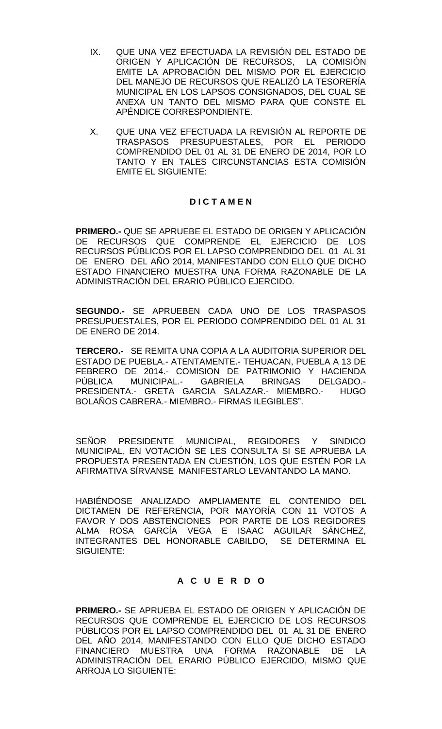IX. QUE UNA VEZ EFECTUADA LA REVISIÓN DEL ESTADO DE ORIGEN Y APLICACIÓN DE RECURSOS, LA COMISIÓN EMITE LA APROBACIÓN DEL MISMO POR EL EJERCICIO DEL MANEJO DE RECURSOS QUE REALIZÓ LA TESORERÍA MUNICIPAL EN LOS LAPSOS CONSIGNADOS, DEL CUAL SE ANEXA UN TANTO DEL MISMO PARA QUE CONSTE EL APÉNDICE CORRESPONDIENTE.

X. QUE UNA VEZ EFECTUADA LA REVISIÓN AL REPORTE DE TRASPASOS PRESUPUESTALES, POR EL PERIODO COMPRENDIDO DEL 01 AL 31 DE ENERO DE 2014, POR LO TANTO Y EN TALES CIRCUNSTANCIAS ESTA COMISIÓN EMITE EL SIGUIENTE:

**D I C T A M E N**

**PRIMERO.-** QUE SE APRUEBE EL ESTADO DE ORIGEN Y APLICACIÓN DE RECURSOS QUE COMPRENDE EL EJERCICIO DE LOS RECURSOS PÚBLICOS POR EL LAPSO COMPRENDIDO DEL 01 AL 31 DE ENERO DEL AÑO 2014, MANIFESTANDO CON ELLO QUE DICHO ESTADO FINANCIERO MUESTRA UNA FORMA RAZONABLE DE LA ADMINISTRACIÓN DEL ERARIO PÚBLICO EJERCIDO.

**SEGUNDO.-** SE APRUEBEN CADA UNO DE LOS TRASPASOS PRESUPUESTALES, POR EL PERIODO COMPRENDIDO DEL 01 AL 31 DE ENERO DE 2014.

**TERCERO.-** SE REMITA UNA COPIA A LA AUDITORIA SUPERIOR DEL ESTADO DE PUEBLA.- ATENTAMENTE.- TEHUACAN, PUEBLA A 13 DE FEBRERO DE 2014.- COMISION DE PATRIMONIO Y HACIENDA PÚBLICA MUNICIPAL.- GABRIELA BRINGAS DELGADO.- PRESIDENTA.- GRETA GARCIA SALAZAR.- MIEMBRO.- HUGO BOLAÑOS CABRERA.- MIEMBRO.- FIRMAS ILEGIBLES".

SEÑOR PRESIDENTE MUNICIPAL, REGIDORES Y SINDICO MUNICIPAL, EN VOTACIÓN SE LES CONSULTA SI SE APRUEBA LA PROPUESTA PRESENTADA EN CUESTIÓN, LOS QUE ESTÉN POR LA AFIRMATIVA SÍRVANSE MANIFESTARLO LEVANTANDO LA MANO.

HABIÉNDOSE ANALIZADO AMPLIAMENTE EL CONTENIDO DEL DICTAMEN DE REFERENCIA, POR MAYORÍA CON 11 VOTOS A FAVOR Y DOS ABSTENCIONES POR PARTE DE LOS REGIDORES ALMA ROSA GARCÍA VEGA E ISAAC AGUILAR SÁNCHEZ, INTEGRANTES DEL HONORABLE CABILDO, SE DETERMINA EL SIGUIENTE:

**A C U E R D O**

**PRIMERO.-** SE APRUEBA EL ESTADO DE ORIGEN Y APLICACIÓN DE RECURSOS QUE COMPRENDE EL EJERCICIO DE LOS RECURSOS PÚBLICOS POR EL LAPSO COMPRENDIDO DEL 01 AL 31 DE ENERO DEL AÑO 2014, MANIFESTANDO CON ELLO QUE DICHO ESTADO FINANCIERO MUESTRA UNA FORMA RAZONABLE DE LA ADMINISTRACIÓN DEL ERARIO PÚBLICO EJERCIDO, MISMO QUE ARROJA LO SIGUIENTE: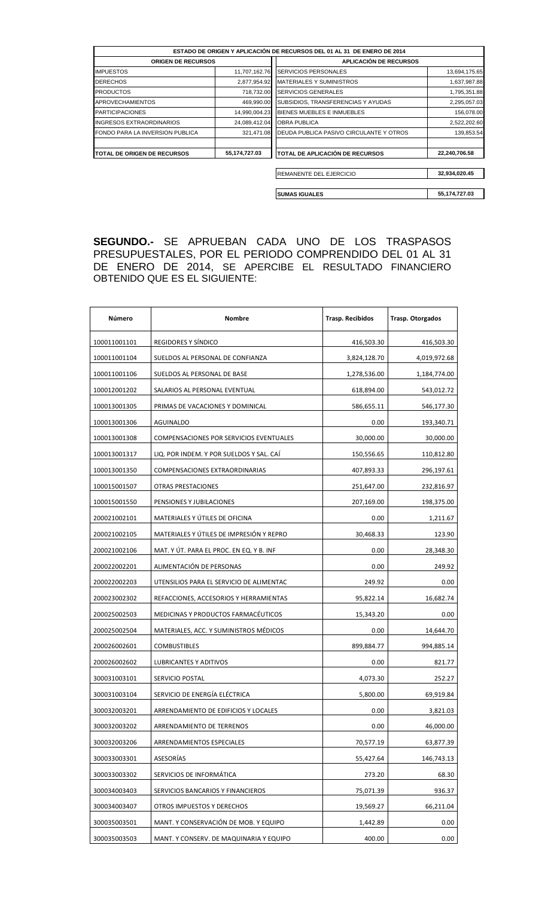| ESTADO DE ORIGEN Y APLICACIÓN DE RECURSOS DEL 01 AL 31 DE ENERO DE 2014 | | | |
|---|---|---|---|
| **ORIGEN DE RECURSOS** | | **APLICACIÓN DE RECURSOS** | |
| IMPUESTOS | 11,707,162.76 | SERVICIOS PERSONALES | 13,694,175.65 |
| DERECHOS | 2,877,954.92 | MATERIALES Y SUMINISTROS | 1,637,987.88 |
| PRODUCTOS | 718,732.00 | SERVICIOS GENERALES | 1,795,351.88 |
| APROVECHAMIENTOS | 469,990.00 | SUBSIDIOS, TRANSFERENCIAS Y AYUDAS | 2,295,057.03 |
| PARTICIPACIONES | 14,990,004.23 | BIENES MUEBLES E INMUEBLES | 156,078.00 |
| INGRESOS EXTRAORDINARIOS | 24,089,412.04 | OBRA PUBLICA | 2,522,202.60 |
| FONDO PARA LA INVERSION PUBLICA | 321,471.08 | DEUDA PUBLICA PASIVO CIRCULANTE Y OTROS | 139,853.54 |
| **TOTAL DE ORIGEN DE RECURSOS** | **55,174,727.03** | **TOTAL DE APLICACIÓN DE RECURSOS** | **22,240,706.58** |
| | | REMANENTE DEL EJERCICIO | **32,934,020.45** |
| | | **SUMAS IGUALES** | **55,174,727.03** |

**SEGUNDO.-** SE APRUEBAN CADA UNO DE LOS TRASPASOS PRESUPUESTALES, POR EL PERIODO COMPRENDIDO DEL 01 AL 31 DE ENERO DE 2014, SE APERCIBE EL RESULTADO FINANCIERO OBTENIDO QUE ES EL SIGUIENTE:

| Número | Nombre | Trasp. Recibidos | Trasp. Otorgados |
|---|---|---|---|
| 100011001101 | REGIDORES Y SÍNDICO | 416,503.30 | 416,503.30 |
| 100011001104 | SUELDOS AL PERSONAL DE CONFIANZA | 3,824,128.70 | 4,019,972.68 |
| 100011001106 | SUELDOS AL PERSONAL DE BASE | 1,278,536.00 | 1,184,774.00 |
| 100012001202 | SALARIOS AL PERSONAL EVENTUAL | 618,894.00 | 543,012.72 |
| 100013001305 | PRIMAS DE VACACIONES Y DOMINICAL | 586,655.11 | 546,177.30 |
| 100013001306 | AGUINALDO | 0.00 | 193,340.71 |
| 100013001308 | COMPENSACIONES POR SERVICIOS EVENTUALES | 30,000.00 | 30,000.00 |
| 100013001317 | LIQ. POR INDEM. Y POR SUELDOS Y SAL. CAÍ | 150,556.65 | 110,812.80 |
| 100013001350 | COMPENSACIONES EXTRAORDINARIAS | 407,893.33 | 296,197.61 |
| 100015001507 | OTRAS PRESTACIONES | 251,647.00 | 232,816.97 |
| 100015001550 | PENSIONES Y JUBILACIONES | 207,169.00 | 198,375.00 |
| 200021002101 | MATERIALES Y ÚTILES DE OFICINA | 0.00 | 1,211.67 |
| 200021002105 | MATERIALES Y ÚTILES DE IMPRESIÓN Y REPRO | 30,468.33 | 123.90 |
| 200021002106 | MAT. Y ÚT. PARA EL PROC. EN EQ. Y B. INF | 0.00 | 28,348.30 |
| 200022002201 | ALIMENTACIÓN DE PERSONAS | 0.00 | 249.92 |
| 200022002203 | UTENSILIOS PARA EL SERVICIO DE ALIMENTAC | 249.92 | 0.00 |
| 200023002302 | REFACCIONES, ACCESORIOS Y HERRAMIENTAS | 95,822.14 | 16,682.74 |
| 200025002503 | MEDICINAS Y PRODUCTOS FARMACÉUTICOS | 15,343.20 | 0.00 |
| 200025002504 | MATERIALES, ACC. Y SUMINISTROS MÉDICOS | 0.00 | 14,644.70 |
| 200026002601 | COMBUSTIBLES | 899,884.77 | 994,885.14 |
| 200026002602 | LUBRICANTES Y ADITIVOS | 0.00 | 821.77 |
| 300031003101 | SERVICIO POSTAL | 4,073.30 | 252.27 |
| 300031003104 | SERVICIO DE ENERGÍA ELÉCTRICA | 5,800.00 | 69,919.84 |
| 300032003201 | ARRENDAMIENTO DE EDIFICIOS Y LOCALES | 0.00 | 3,821.03 |
| 300032003202 | ARRENDAMIENTO DE TERRENOS | 0.00 | 46,000.00 |
| 300032003206 | ARRENDAMIENTOS ESPECIALES | 70,577.19 | 63,877.39 |
| 300033003301 | ASESORÍAS | 55,427.64 | 146,743.13 |
| 300033003302 | SERVICIOS DE INFORMÁTICA | 273.20 | 68.30 |
| 300034003403 | SERVICIOS BANCARIOS Y FINANCIEROS | 75,071.39 | 936.37 |
| 300034003407 | OTROS IMPUESTOS Y DERECHOS | 19,569.27 | 66,211.04 |
| 300035003501 | MANT. Y CONSERVACIÓN DE MOB. Y EQUIPO | 1,442.89 | 0.00 |
| 300035003503 | MANT. Y CONSERV. DE MAQUINARIA Y EQUIPO | 400.00 | 0.00 |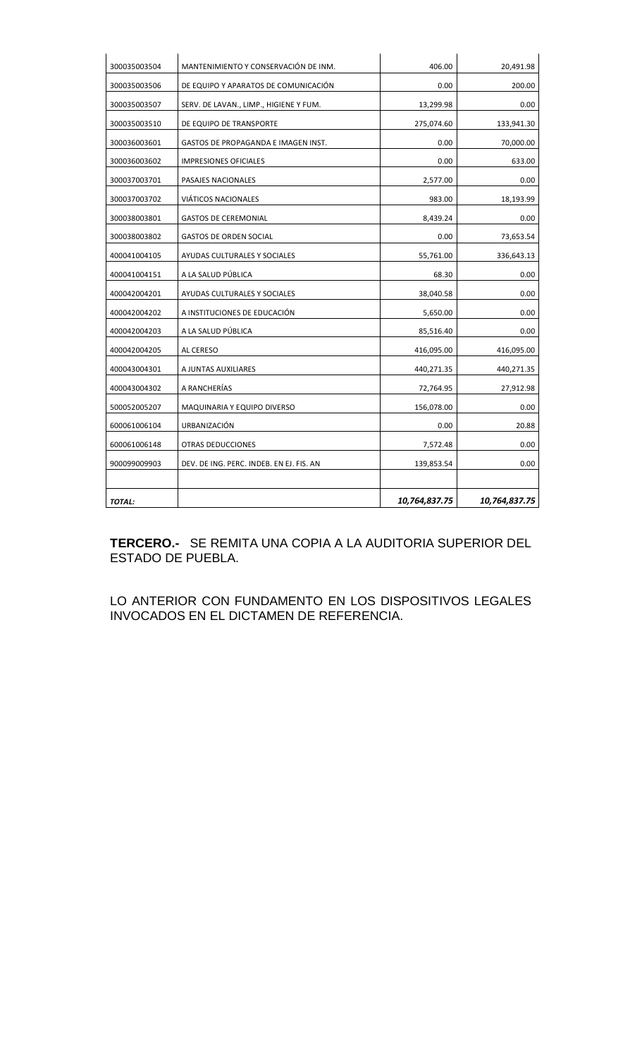| | | | |
|---|---|---|---|
| 300035003504 | MANTENIMIENTO Y CONSERVACIÓN DE INM. | 406.00 | 20,491.98 |
| 300035003506 | DE EQUIPO Y APARATOS DE COMUNICACIÓN | 0.00 | 200.00 |
| 300035003507 | SERV. DE LAVAN., LIMP., HIGIENE Y FUM. | 13,299.98 | 0.00 |
| 300035003510 | DE EQUIPO DE TRANSPORTE | 275,074.60 | 133,941.30 |
| 300036003601 | GASTOS DE PROPAGANDA E IMAGEN INST. | 0.00 | 70,000.00 |
| 300036003602 | IMPRESIONES OFICIALES | 0.00 | 633.00 |
| 300037003701 | PASAJES NACIONALES | 2,577.00 | 0.00 |
| 300037003702 | VIÁTICOS NACIONALES | 983.00 | 18,193.99 |
| 300038003801 | GASTOS DE CEREMONIAL | 8,439.24 | 0.00 |
| 300038003802 | GASTOS DE ORDEN SOCIAL | 0.00 | 73,653.54 |
| 400041004105 | AYUDAS CULTURALES Y SOCIALES | 55,761.00 | 336,643.13 |
| 400041004151 | A LA SALUD PÚBLICA | 68.30 | 0.00 |
| 400042004201 | AYUDAS CULTURALES Y SOCIALES | 38,040.58 | 0.00 |
| 400042004202 | A INSTITUCIONES DE EDUCACIÓN | 5,650.00 | 0.00 |
| 400042004203 | A LA SALUD PÚBLICA | 85,516.40 | 0.00 |
| 400042004205 | AL CERESO | 416,095.00 | 416,095.00 |
| 400043004301 | A JUNTAS AUXILIARES | 440,271.35 | 440,271.35 |
| 400043004302 | A RANCHERÍAS | 72,764.95 | 27,912.98 |
| 500052005207 | MAQUINARIA Y EQUIPO DIVERSO | 156,078.00 | 0.00 |
| 600061006104 | URBANIZACIÓN | 0.00 | 20.88 |
| 600061006148 | OTRAS DEDUCCIONES | 7,572.48 | 0.00 |
| 900099009903 | DEV. DE ING. PERC. INDEB. EN EJ. FIS. AN | 139,853.54 | 0.00 |
| | | | |
| ***TOTAL:*** | | ***10,764,837.75*** | ***10,764,837.75*** |

**TERCERO.-** SE REMITA UNA COPIA A LA AUDITORIA SUPERIOR DEL ESTADO DE PUEBLA.

LO ANTERIOR CON FUNDAMENTO EN LOS DISPOSITIVOS LEGALES INVOCADOS EN EL DICTAMEN DE REFERENCIA.